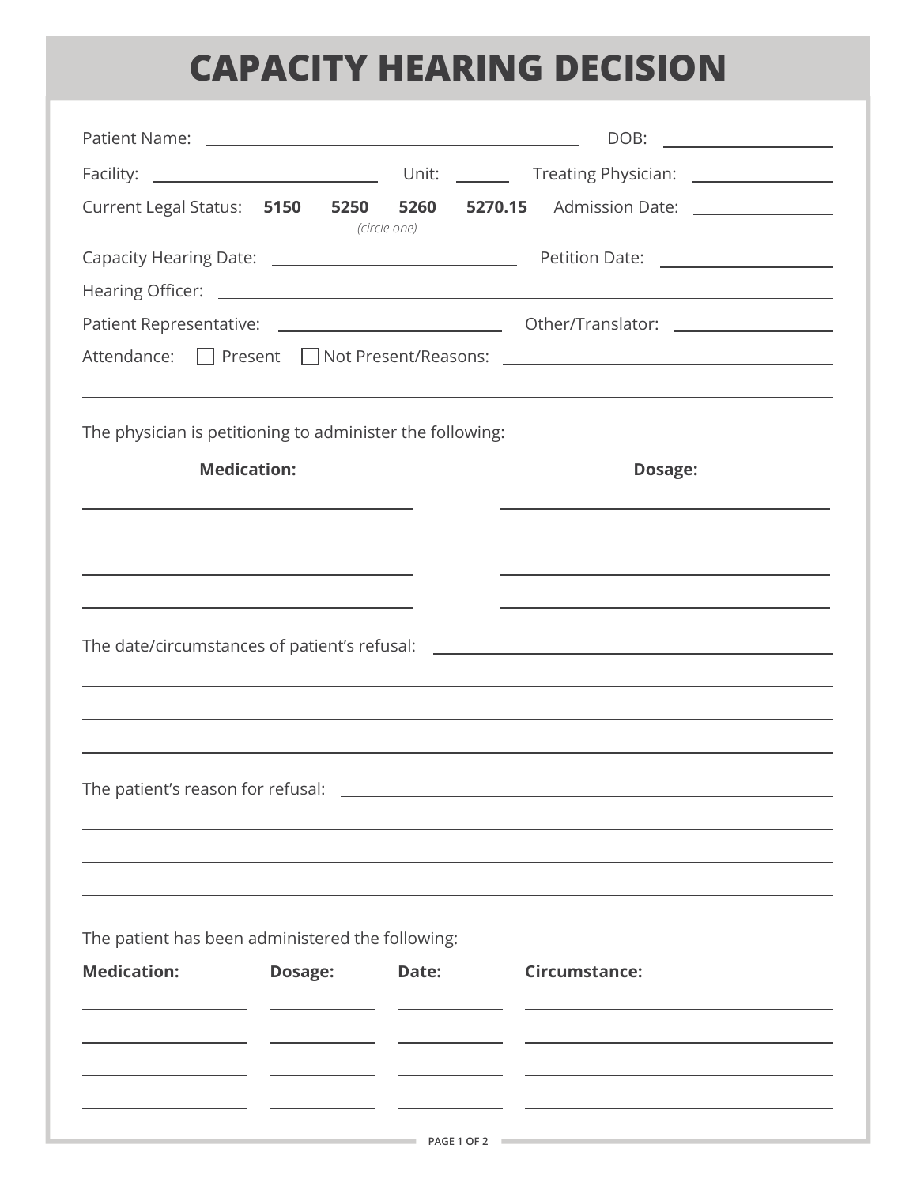# CAPACITY HEARING DECISION

Patient Name: ______________________________ DOB: ______________

Facility: ____________________ Unit: ______ Treating Physician: ______________

Current Legal Status: **5150** **5250** **5260** **5270.15** *(circle one)* Admission Date: ______________

Capacity Hearing Date: ____________________ Petition Date: ______________

Hearing Officer: ______________________________________________

Patient Representative: ____________________ Other/Translator: ______________

Attendance: ☐ Present ☐ Not Present/Reasons: ______________________________

______________________________________________________________

The physician is petitioning to administer the following:

| **Medication:** | **Dosage:** |
|---|---|
| | |
| | |
| | |
| | |

The date/circumstances of patient's refusal: ______________________________

______________________________________________________________

______________________________________________________________

______________________________________________________________

The patient's reason for refusal: ______________________________

______________________________________________________________

______________________________________________________________

______________________________________________________________

The patient has been administered the following:

| **Medication:** | **Dosage:** | **Date:** | **Circumstance:** |
|---|---|---|---|
| | | | |
| | | | |
| | | | |
| | | | |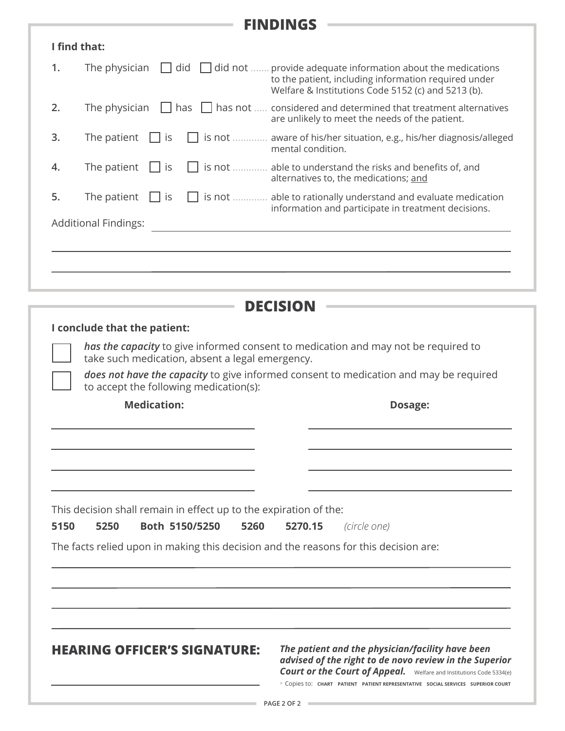## FINDINGS

**I find that:**

1. The physician ☐ did ☐ did not ....... provide adequate information about the medications to the patient, including information required under Welfare & Institutions Code 5152 (c) and 5213 (b).
2. The physician ☐ has ☐ has not ..... considered and determined that treatment alternatives are unlikely to meet the needs of the patient.
3. The patient ☐ is ☐ is not ............ aware of his/her situation, e.g., his/her diagnosis/alleged mental condition.
4. The patient ☐ is ☐ is not ............ able to understand the risks and benefits of, and alternatives to, the medications; <u>and</u>
5. The patient ☐ is ☐ is not ............ able to rationally understand and evaluate medication information and participate in treatment decisions.

Additional Findings: ______________________________________________

______________________________________________

______________________________________________

## DECISION

**I conclude that the patient:**

☐ ***has the capacity*** to give informed consent to medication and may not be required to take such medication, absent a legal emergency.

☐ ***does not have the capacity*** to give informed consent to medication and may be required to accept the following medication(s):

| Medication: | Dosage: |
|---|---|
| | |
| | |
| | |
| | |

This decision shall remain in effect up to the expiration of the:

**5150** **5250** **Both 5150/5250** **5260** **5270.15** *(circle one)*

The facts relied upon in making this decision and the reasons for this decision are:

______________________________________________

______________________________________________

______________________________________________

______________________________________________

**HEARING OFFICER'S SIGNATURE:** ______________________________

***The patient and the physician/facility have been advised of the right to de novo review in the Superior Court or the Court of Appeal.*** Welfare and Institutions Code 5334(e)

Copies to: CHART PATIENT PATIENT REPRESENTATIVE SOCIAL SERVICES SUPERIOR COURT